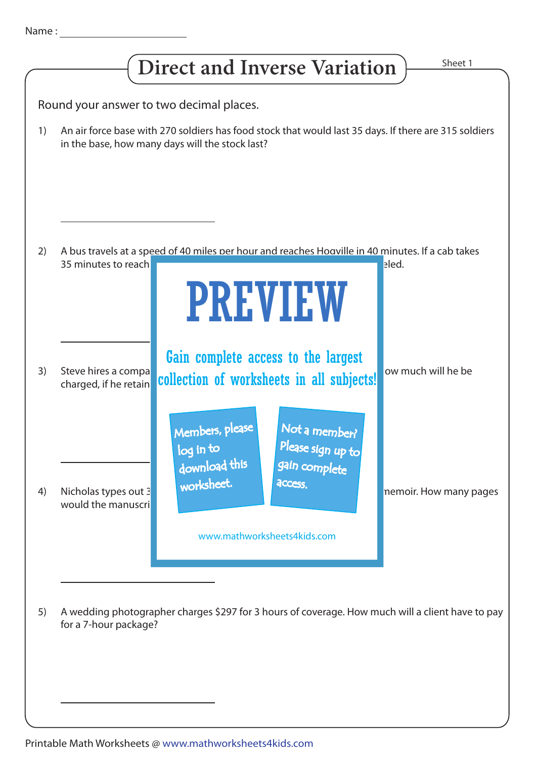Name : ______________________

# Direct and Inverse Variation

Sheet 1

Round your answer to two decimal places.

1) An air force base with 270 soldiers has food stock that would last 35 days. If there are 315 soldiers in the base, how many days will the stock last?

______________________

2) A bus travels at a speed of 40 miles per hour and reaches Hogville in 40 minutes. If a cab takes 35 minutes to reach ... eled.

______________________

3) Steve hires a compa... ow much will he be charged, if he retain...

______________________

4) Nicholas types out 3... memoir. How many pages would the manuscri...

______________________

PREVIEW

Gain complete access to the largest collection of worksheets in all subjects!

Members, please log in to download this worksheet.

Not a member? Please sign up to gain complete access.

www.mathworksheets4kids.com

5) A wedding photographer charges $297 for 3 hours of coverage. How much will a client have to pay for a 7-hour package?

______________________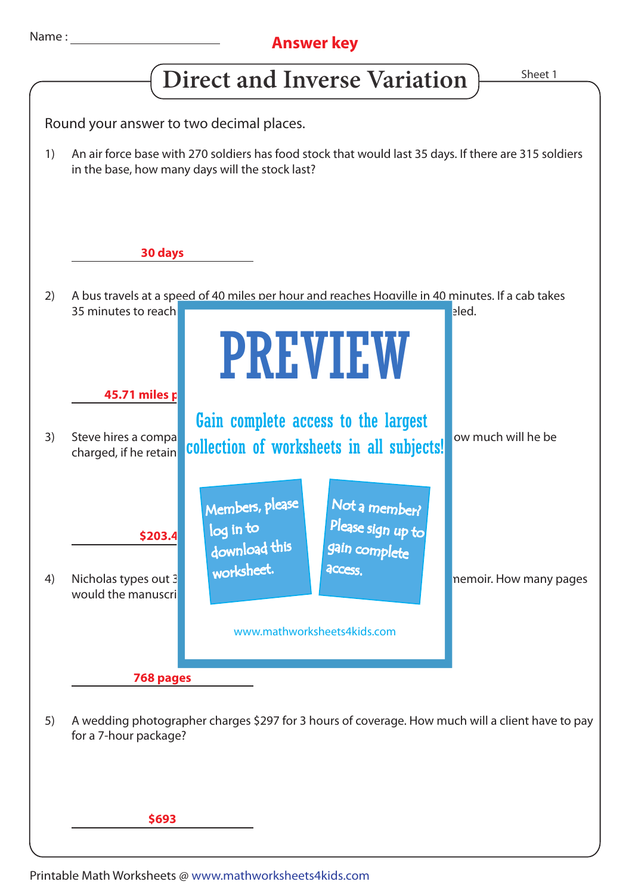Name : ____________________

**Answer key**

# Direct and Inverse Variation

Sheet 1

Round your answer to two decimal places.

1) An air force base with 270 soldiers has food stock that would last 35 days. If there are 315 soldiers in the base, how many days will the stock last?

**30 days**

2) A bus travels at a speed of 40 miles per hour and reaches Hogville in 40 minutes. If a cab takes 35 minutes to reach ... eled.

**45.71 miles p**

3) Steve hires a compa ... ow much will he be charged, if he retain

**$203.4**

PREVIEW

Gain complete access to the largest collection of worksheets in all subjects!

Members, please log in to download this worksheet.

Not a member? Please sign up to gain complete access.

www.mathworksheets4kids.com

4) Nicholas types out 3 ... memoir. How many pages would the manuscri

**768 pages**

5) A wedding photographer charges $297 for 3 hours of coverage. How much will a client have to pay for a 7-hour package?

**$693**

Printable Math Worksheets @ www.mathworksheets4kids.com